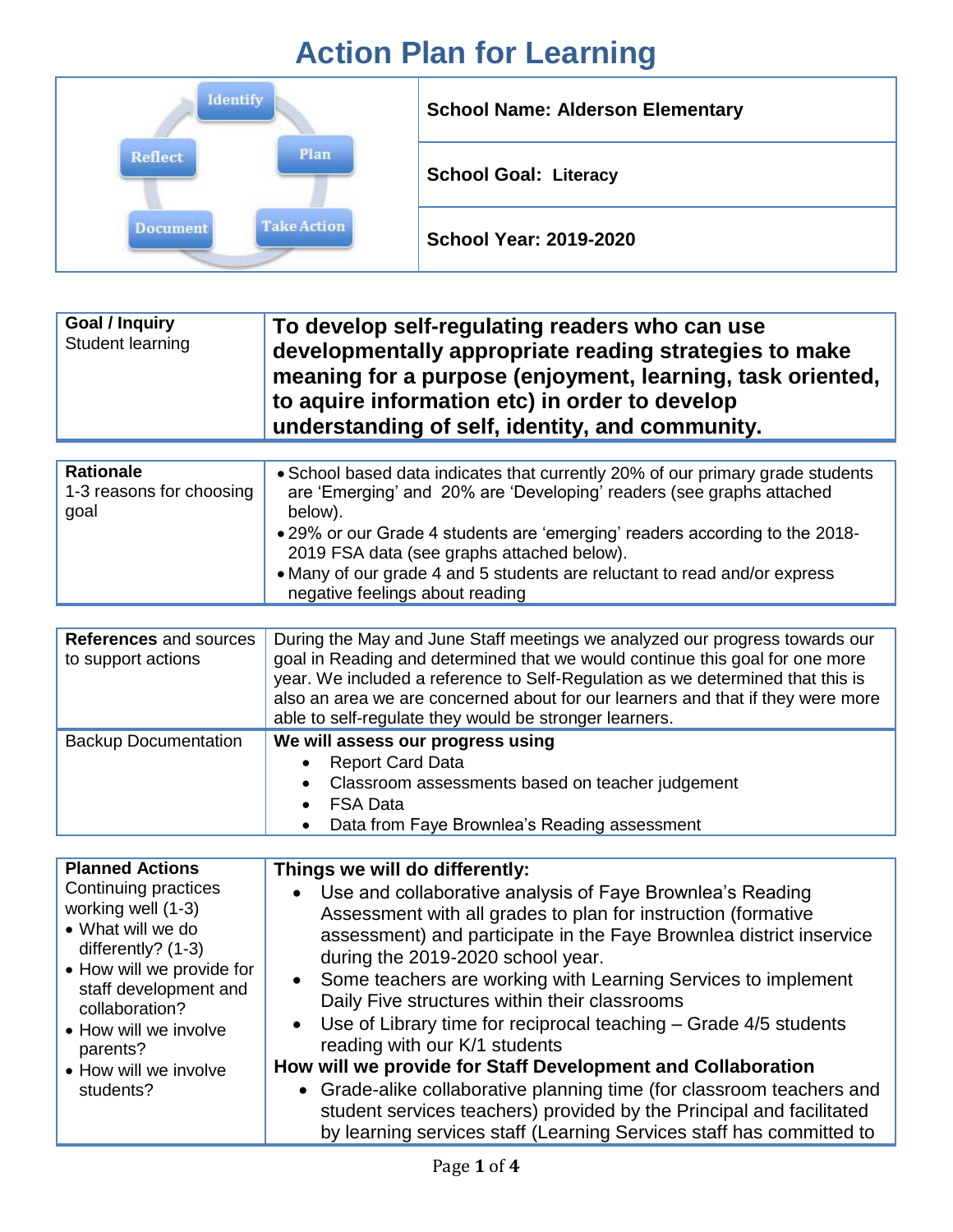# Action Plan for Learning

| Identify / Plan / Take Action / Document / Reflect | |
|---|---|
| | **School Name: Alderson Elementary** |
| | **School Goal: Literacy** |
| | **School Year: 2019-2020** |

| **Goal / Inquiry**<br>Student learning | **To develop self-regulating readers who can use developmentally appropriate reading strategies to make meaning for a purpose (enjoyment, learning, task oriented, to aquire information etc) in order to develop understanding of self, identity, and community.** |
|---|---|

| **Rationale**<br>1-3 reasons for choosing goal | • School based data indicates that currently 20% of our primary grade students are 'Emerging' and 20% are 'Developing' readers (see graphs attached below).<br>• 29% or our Grade 4 students are 'emerging' readers according to the 2018-2019 FSA data (see graphs attached below).<br>• Many of our grade 4 and 5 students are reluctant to read and/or express negative feelings about reading |
|---|---|

| **References** and sources to support actions | During the May and June Staff meetings we analyzed our progress towards our goal in Reading and determined that we would continue this goal for one more year. We included a reference to Self-Regulation as we determined that this is also an area we are concerned about for our learners and that if they were more able to self-regulate they would be stronger learners. |
|---|---|
| Backup Documentation | **We will assess our progress using**<br>• Report Card Data<br>• Classroom assessments based on teacher judgement<br>• FSA Data<br>• Data from Faye Brownlea's Reading assessment |

| **Planned Actions**<br>Continuing practices working well (1-3)<br>• What will we do differently? (1-3)<br>• How will we provide for staff development and collaboration?<br>• How will we involve parents?<br>• How will we involve students? | **Things we will do differently:**<br>• Use and collaborative analysis of Faye Brownlea's Reading Assessment with all grades to plan for instruction (formative assessment) and participate in the Faye Brownlea district inservice during the 2019-2020 school year.<br>• Some teachers are working with Learning Services to implement Daily Five structures within their classrooms<br>• Use of Library time for reciprocal teaching – Grade 4/5 students reading with our K/1 students<br>**How will we provide for Staff Development and Collaboration**<br>• Grade-alike collaborative planning time (for classroom teachers and student services teachers) provided by the Principal and facilitated by learning services staff (Learning Services staff has committed to |
|---|---|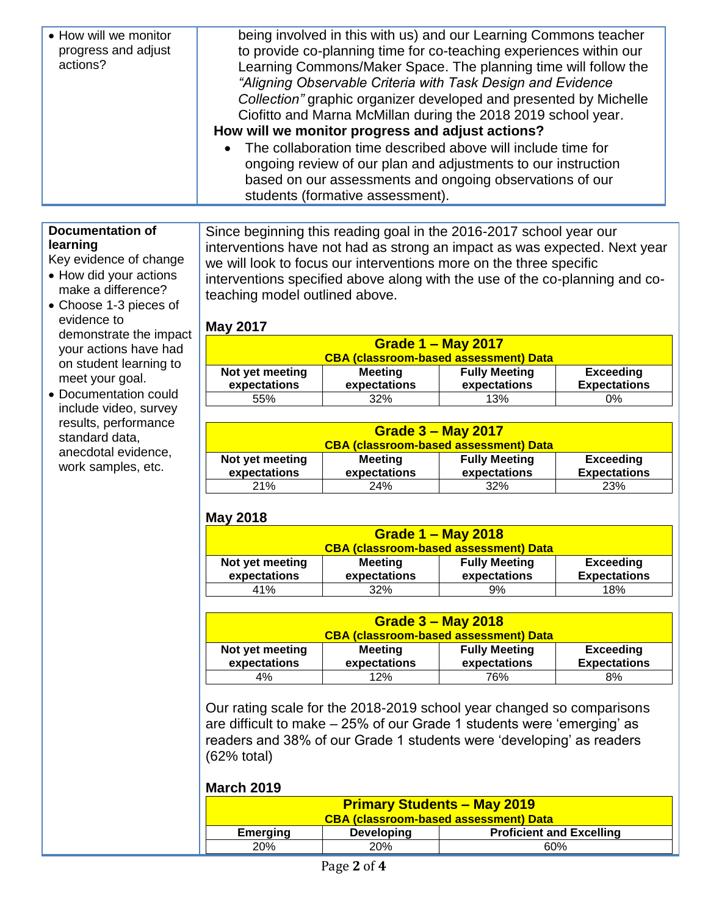| | |
|---|---|
| • How will we monitor progress and adjust actions? | being involved in this with us) and our Learning Commons teacher to provide co-planning time for co-teaching experiences within our Learning Commons/Maker Space. The planning time will follow the *"Aligning Observable Criteria with Task Design and Evidence Collection"* graphic organizer developed and presented by Michelle Ciofitto and Marna McMillan during the 2018 2019 school year. **How will we monitor progress and adjust actions?** • The collaboration time described above will include time for ongoing review of our plan and adjustments to our instruction based on our assessments and ongoing observations of our students (formative assessment). |

**Documentation of learning**

Key evidence of change

- How did your actions make a difference?
- Choose 1-3 pieces of evidence to demonstrate the impact your actions have had on student learning to meet your goal.
- Documentation could include video, survey results, performance standard data, anecdotal evidence, work samples, etc.

Since beginning this reading goal in the 2016-2017 school year our interventions have not had as strong an impact as was expected. Next year we will look to focus our interventions more on the three specific interventions specified above along with the use of the co-planning and co-teaching model outlined above.

**May 2017**

| Grade 1 – May 2017 CBA (classroom-based assessment) Data | | | |
|---|---|---|---|
| Not yet meeting expectations | Meeting expectations | Fully Meeting expectations | Exceeding Expectations |
| 55% | 32% | 13% | 0% |

| Grade 3 – May 2017 CBA (classroom-based assessment) Data | | | |
|---|---|---|---|
| Not yet meeting expectations | Meeting expectations | Fully Meeting expectations | Exceeding Expectations |
| 21% | 24% | 32% | 23% |

**May 2018**

| Grade 1 – May 2018 CBA (classroom-based assessment) Data | | | |
|---|---|---|---|
| Not yet meeting expectations | Meeting expectations | Fully Meeting expectations | Exceeding Expectations |
| 41% | 32% | 9% | 18% |

| Grade 3 – May 2018 CBA (classroom-based assessment) Data | | | |
|---|---|---|---|
| Not yet meeting expectations | Meeting expectations | Fully Meeting expectations | Exceeding Expectations |
| 4% | 12% | 76% | 8% |

Our rating scale for the 2018-2019 school year changed so comparisons are difficult to make – 25% of our Grade 1 students were 'emerging' as readers and 38% of our Grade 1 students were 'developing' as readers (62% total)

**March 2019**

| Primary Students – May 2019 CBA (classroom-based assessment) Data | | |
|---|---|---|
| Emerging | Developing | Proficient and Excelling |
| 20% | 20% | 60% |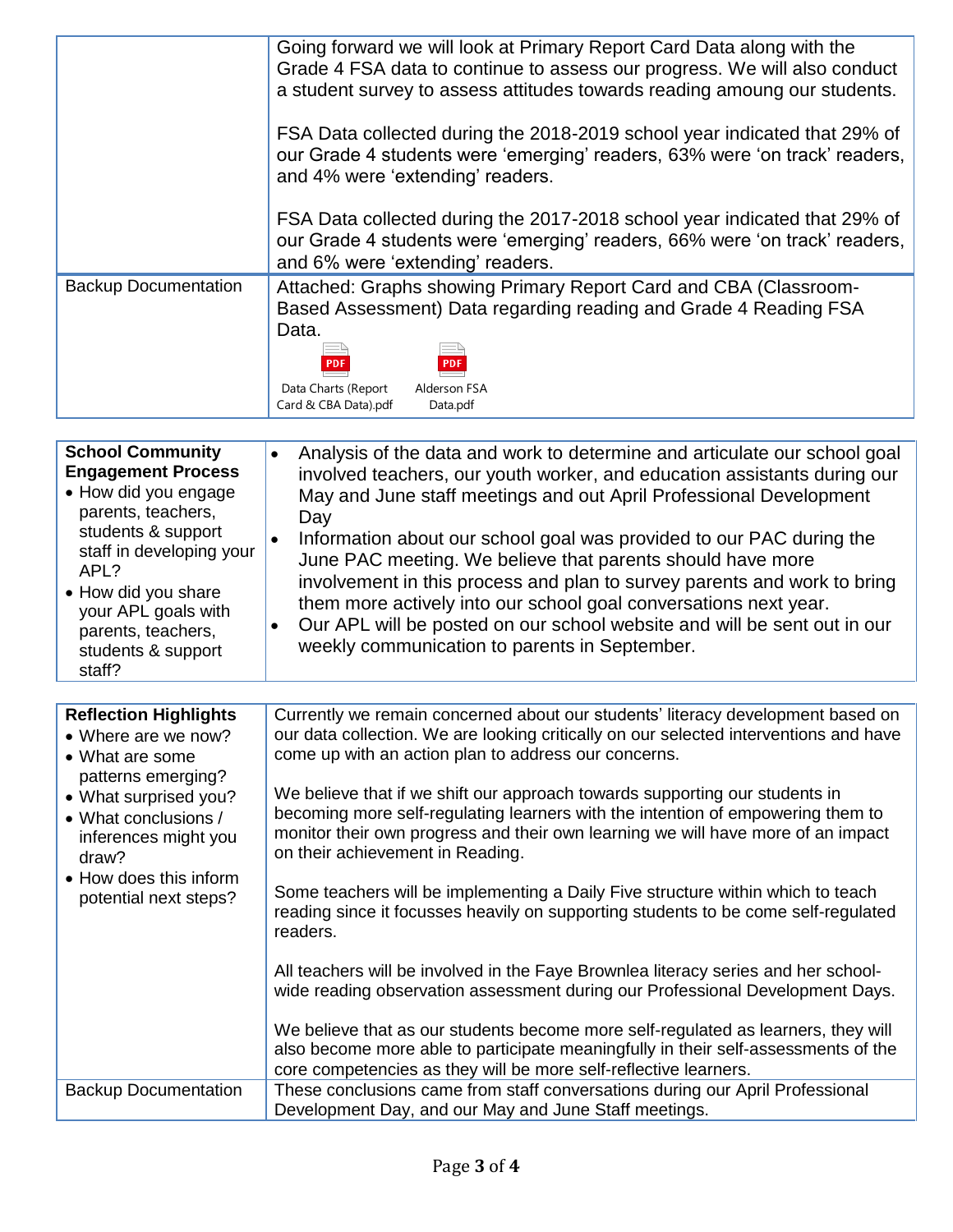| | |
|---|---|
| | Going forward we will look at Primary Report Card Data along with the Grade 4 FSA data to continue to assess our progress. We will also conduct a student survey to assess attitudes towards reading amoung our students.<br><br>FSA Data collected during the 2018-2019 school year indicated that 29% of our Grade 4 students were 'emerging' readers, 63% were 'on track' readers, and 4% were 'extending' readers.<br><br>FSA Data collected during the 2017-2018 school year indicated that 29% of our Grade 4 students were 'emerging' readers, 66% were 'on track' readers, and 6% were 'extending' readers. |
| Backup Documentation | Attached: Graphs showing Primary Report Card and CBA (Classroom-Based Assessment) Data regarding reading and Grade 4 Reading FSA Data.<br><br>Data Charts (Report Card & CBA Data).pdf &nbsp;&nbsp; Alderson FSA Data.pdf |

| | |
|---|---|
| **School Community Engagement Process**<br>• How did you engage parents, teachers, students & support staff in developing your APL?<br>• How did you share your APL goals with parents, teachers, students & support staff? | • Analysis of the data and work to determine and articulate our school goal involved teachers, our youth worker, and education assistants during our May and June staff meetings and out April Professional Development Day<br>• Information about our school goal was provided to our PAC during the June PAC meeting. We believe that parents should have more involvement in this process and plan to survey parents and work to bring them more actively into our school goal conversations next year.<br>• Our APL will be posted on our school website and will be sent out in our weekly communication to parents in September. |

| | |
|---|---|
| **Reflection Highlights**<br>• Where are we now?<br>• What are some patterns emerging?<br>• What surprised you?<br>• What conclusions / inferences might you draw?<br>• How does this inform potential next steps? | Currently we remain concerned about our students' literacy development based on our data collection. We are looking critically on our selected interventions and have come up with an action plan to address our concerns.<br><br>We believe that if we shift our approach towards supporting our students in becoming more self-regulating learners with the intention of empowering them to monitor their own progress and their own learning we will have more of an impact on their achievement in Reading.<br><br>Some teachers will be implementing a Daily Five structure within which to teach reading since it focusses heavily on supporting students to be come self-regulated readers.<br><br>All teachers will be involved in the Faye Brownlea literacy series and her school-wide reading observation assessment during our Professional Development Days.<br><br>We believe that as our students become more self-regulated as learners, they will also become more able to participate meaningfully in their self-assessments of the core competencies as they will be more self-reflective learners. |
| Backup Documentation | These conclusions came from staff conversations during our April Professional Development Day, and our May and June Staff meetings. |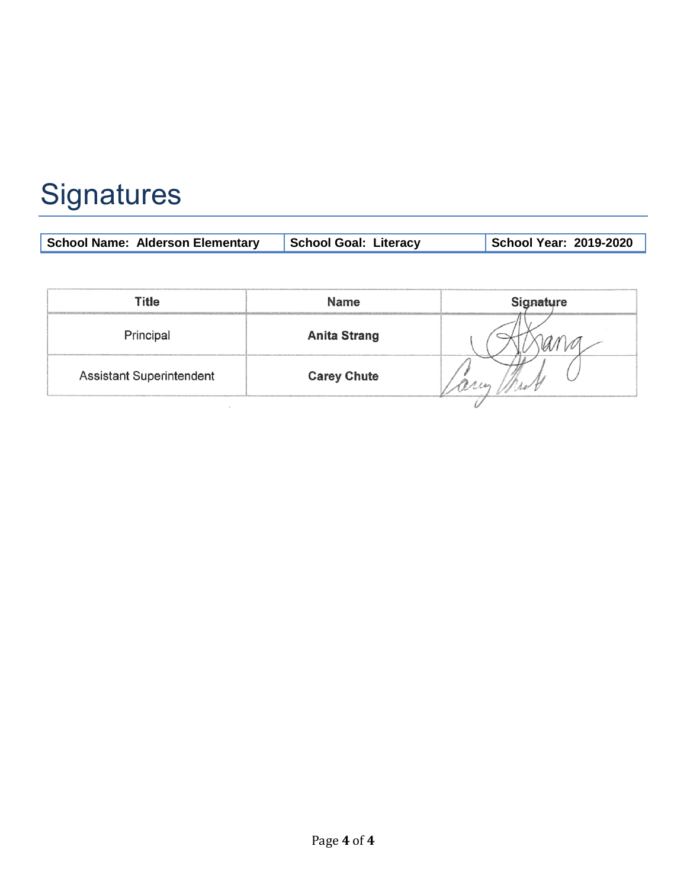# Signatures

| School Name: Alderson Elementary | School Goal: Literacy | School Year: 2019-2020 |
|---|---|---|

| Title | Name | Signature |
|---|---|---|
| Principal | **Anita Strang** | A Strang |
| Assistant Superintendent | **Carey Chute** | Carey Chute |